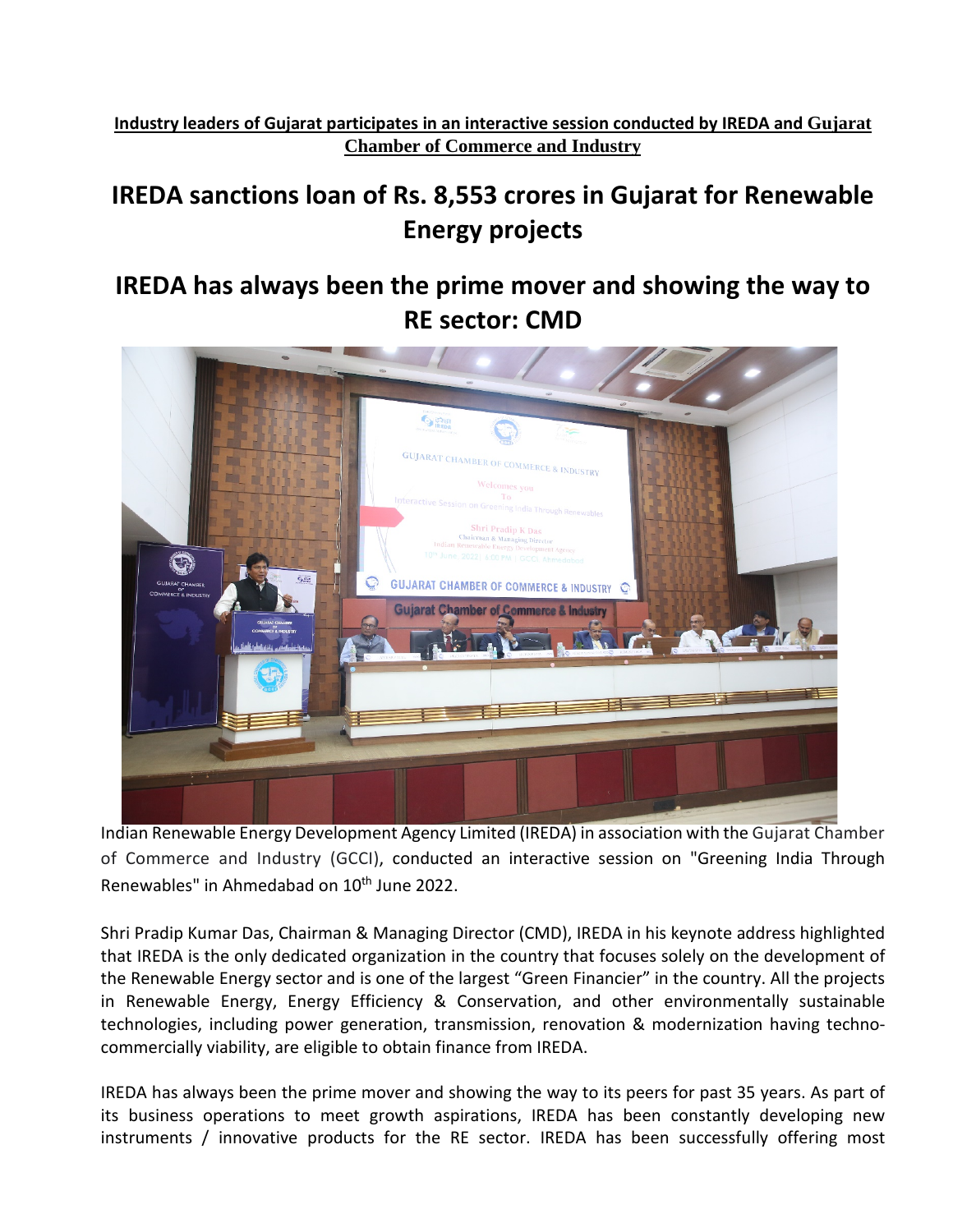**Industry leaders of Gujarat participates in an interactive session conducted by IREDA and Gujarat Chamber of Commerce and Industry**

# IREDA sanctions loan of Rs. 8,553 crores in Gujarat for Renewable Energy projects

# IREDA has always been the prime mover and showing the way to RE sector: CMD

Indian Renewable Energy Development Agency Limited (IREDA) in association with the Gujarat Chamber of Commerce and Industry (GCCI), conducted an interactive session on "Greening India Through Renewables" in Ahmedabad on 10th June 2022.

Shri Pradip Kumar Das, Chairman & Managing Director (CMD), IREDA in his keynote address highlighted that IREDA is the only dedicated organization in the country that focuses solely on the development of the Renewable Energy sector and is one of the largest "Green Financier" in the country. All the projects in Renewable Energy, Energy Efficiency & Conservation, and other environmentally sustainable technologies, including power generation, transmission, renovation & modernization having techno-commercially viability, are eligible to obtain finance from IREDA.

IREDA has always been the prime mover and showing the way to its peers for past 35 years. As part of its business operations to meet growth aspirations, IREDA has been constantly developing new instruments / innovative products for the RE sector. IREDA has been successfully offering most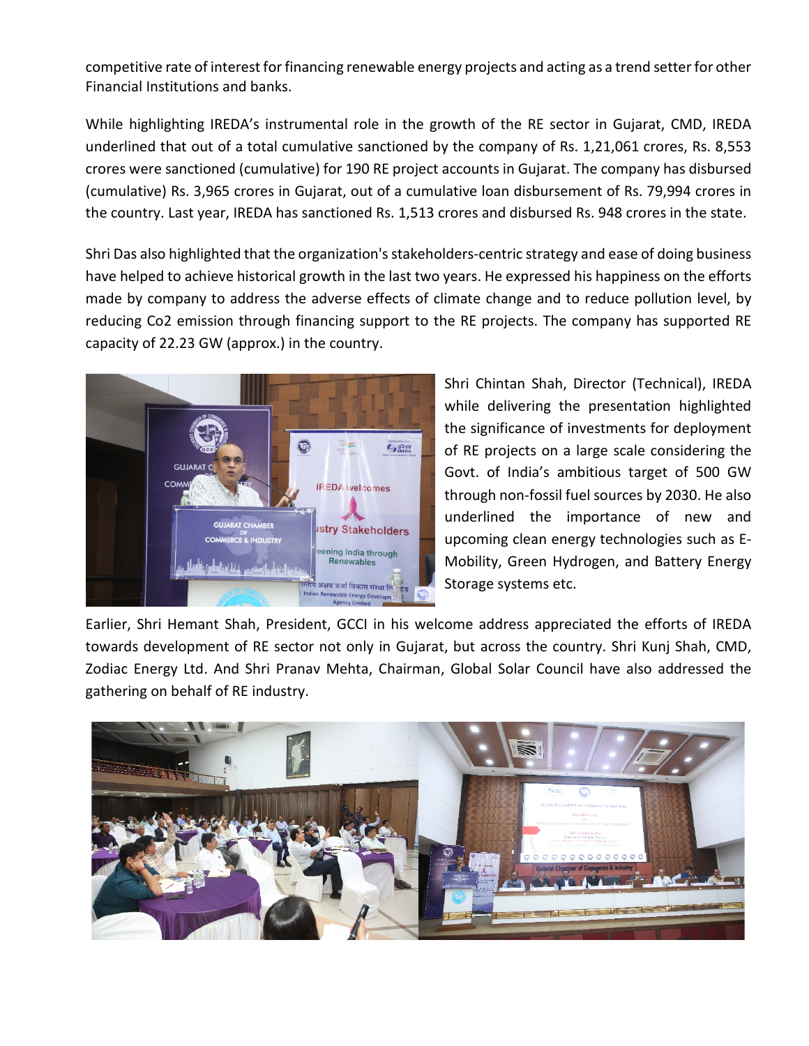competitive rate of interest for financing renewable energy projects and acting as a trend setter for other Financial Institutions and banks.

While highlighting IREDA's instrumental role in the growth of the RE sector in Gujarat, CMD, IREDA underlined that out of a total cumulative sanctioned by the company of Rs. 1,21,061 crores, Rs. 8,553 crores were sanctioned (cumulative) for 190 RE project accounts in Gujarat. The company has disbursed (cumulative) Rs. 3,965 crores in Gujarat, out of a cumulative loan disbursement of Rs. 79,994 crores in the country. Last year, IREDA has sanctioned Rs. 1,513 crores and disbursed Rs. 948 crores in the state.

Shri Das also highlighted that the organization's stakeholders-centric strategy and ease of doing business have helped to achieve historical growth in the last two years. He expressed his happiness on the efforts made by company to address the adverse effects of climate change and to reduce pollution level, by reducing Co2 emission through financing support to the RE projects. The company has supported RE capacity of 22.23 GW (approx.) in the country.

Shri Chintan Shah, Director (Technical), IREDA while delivering the presentation highlighted the significance of investments for deployment of RE projects on a large scale considering the Govt. of India's ambitious target of 500 GW through non-fossil fuel sources by 2030. He also underlined the importance of new and upcoming clean energy technologies such as E-Mobility, Green Hydrogen, and Battery Energy Storage systems etc.

Earlier, Shri Hemant Shah, President, GCCI in his welcome address appreciated the efforts of IREDA towards development of RE sector not only in Gujarat, but across the country. Shri Kunj Shah, CMD, Zodiac Energy Ltd. And Shri Pranav Mehta, Chairman, Global Solar Council have also addressed the gathering on behalf of RE industry.